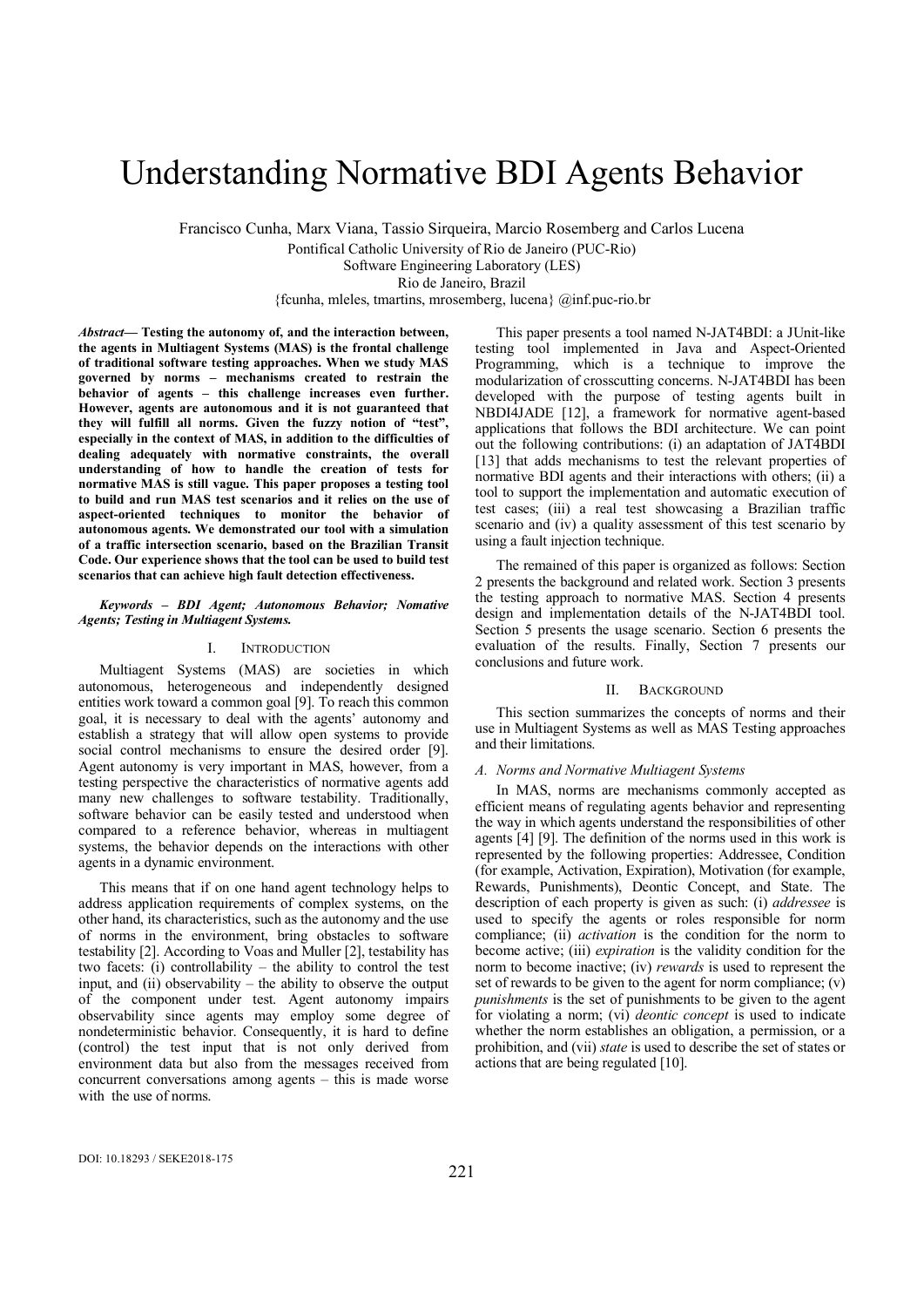# Understanding Normative BDI Agents Behavior

Francisco Cunha, Marx Viana, Tassio Sirqueira, Marcio Rosemberg and Carlos Lucena

Pontifical Catholic University of Rio de Janeiro (PUC-Rio)
Software Engineering Laboratory (LES)
Rio de Janeiro, Brazil
{fcunha, mleles, tmartins, mrosemberg, lucena} @inf.puc-rio.br

***Abstract*— Testing the autonomy of, and the interaction between, the agents in Multiagent Systems (MAS) is the frontal challenge of traditional software testing approaches. When we study MAS governed by norms – mechanisms created to restrain the behavior of agents – this challenge increases even further. However, agents are autonomous and it is not guaranteed that they will fulfill all norms. Given the fuzzy notion of "test", especially in the context of MAS, in addition to the difficulties of dealing adequately with normative constraints, the overall understanding of how to handle the creation of tests for normative MAS is still vague. This paper proposes a testing tool to build and run MAS test scenarios and it relies on the use of aspect-oriented techniques to monitor the behavior of autonomous agents. We demonstrated our tool with a simulation of a traffic intersection scenario, based on the Brazilian Transit Code. Our experience shows that the tool can be used to build test scenarios that can achieve high fault detection effectiveness.**

***Keywords – BDI Agent; Autonomous Behavior; Nomative Agents; Testing in Multiagent Systems.***

## I. Introduction

Multiagent Systems (MAS) are societies in which autonomous, heterogeneous and independently designed entities work toward a common goal [9]. To reach this common goal, it is necessary to deal with the agents' autonomy and establish a strategy that will allow open systems to provide social control mechanisms to ensure the desired order [9]. Agent autonomy is very important in MAS, however, from a testing perspective the characteristics of normative agents add many new challenges to software testability. Traditionally, software behavior can be easily tested and understood when compared to a reference behavior, whereas in multiagent systems, the behavior depends on the interactions with other agents in a dynamic environment.

This means that if on one hand agent technology helps to address application requirements of complex systems, on the other hand, its characteristics, such as the autonomy and the use of norms in the environment, bring obstacles to software testability [2]. According to Voas and Muller [2], testability has two facets: (i) controllability – the ability to control the test input, and (ii) observability – the ability to observe the output of the component under test. Agent autonomy impairs observability since agents may employ some degree of nondeterministic behavior. Consequently, it is hard to define (control) the test input that is not only derived from environment data but also from the messages received from concurrent conversations among agents – this is made worse with the use of norms.

This paper presents a tool named N-JAT4BDI: a JUnit-like testing tool implemented in Java and Aspect-Oriented Programming, which is a technique to improve the modularization of crosscutting concerns. N-JAT4BDI has been developed with the purpose of testing agents built in NBDI4JADE [12], a framework for normative agent-based applications that follows the BDI architecture. We can point out the following contributions: (i) an adaptation of JAT4BDI [13] that adds mechanisms to test the relevant properties of normative BDI agents and their interactions with others; (ii) a tool to support the implementation and automatic execution of test cases; (iii) a real test showcasing a Brazilian traffic scenario and (iv) a quality assessment of this test scenario by using a fault injection technique.

The remained of this paper is organized as follows: Section 2 presents the background and related work. Section 3 presents the testing approach to normative MAS. Section 4 presents design and implementation details of the N-JAT4BDI tool. Section 5 presents the usage scenario. Section 6 presents the evaluation of the results. Finally, Section 7 presents our conclusions and future work.

## II. Background

This section summarizes the concepts of norms and their use in Multiagent Systems as well as MAS Testing approaches and their limitations.

### *A. Norms and Normative Multiagent Systems*

In MAS, norms are mechanisms commonly accepted as efficient means of regulating agents behavior and representing the way in which agents understand the responsibilities of other agents [4] [9]. The definition of the norms used in this work is represented by the following properties: Addressee, Condition (for example, Activation, Expiration), Motivation (for example, Rewards, Punishments), Deontic Concept, and State. The description of each property is given as such: (i) *addressee* is used to specify the agents or roles responsible for norm compliance; (ii) *activation* is the condition for the norm to become active; (iii) *expiration* is the validity condition for the norm to become inactive; (iv) *rewards* is used to represent the set of rewards to be given to the agent for norm compliance; (v) *punishments* is the set of punishments to be given to the agent for violating a norm; (vi) *deontic concept* is used to indicate whether the norm establishes an obligation, a permission, or a prohibition, and (vii) *state* is used to describe the set of states or actions that are being regulated [10].

DOI: 10.18293 / SEKE2018-175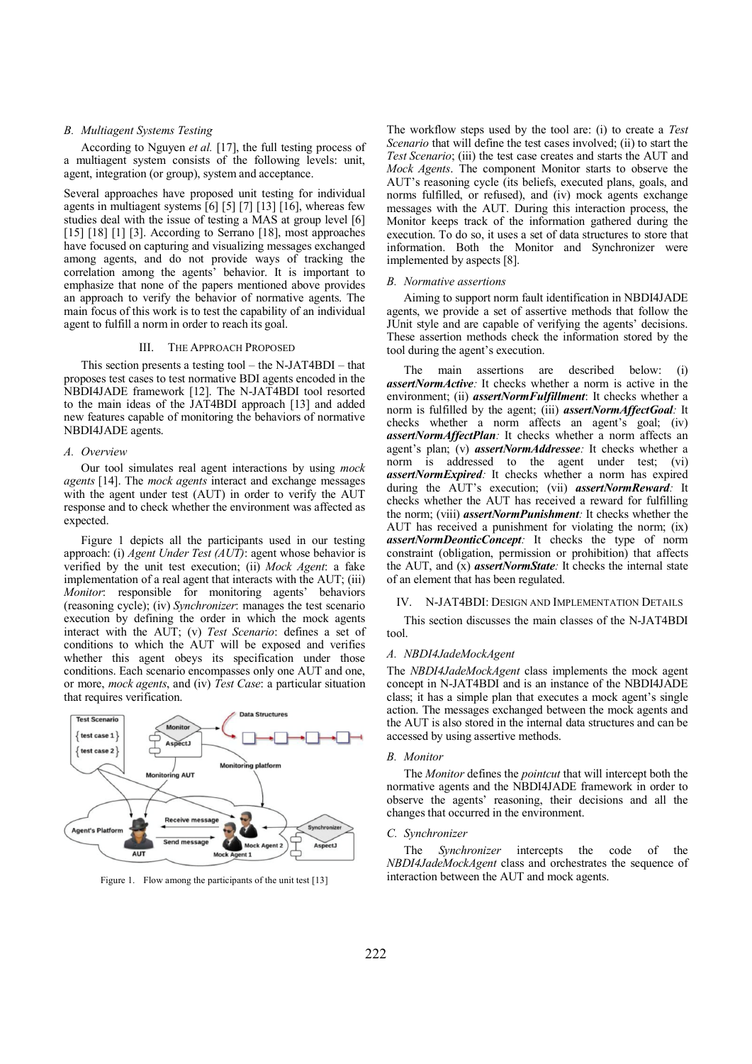### B. Multiagent Systems Testing

According to Nguyen *et al.* [17], the full testing process of a multiagent system consists of the following levels: unit, agent, integration (or group), system and acceptance.

Several approaches have proposed unit testing for individual agents in multiagent systems [6] [5] [7] [13] [16], whereas few studies deal with the issue of testing a MAS at group level [6] [15] [18] [1] [3]. According to Serrano [18], most approaches have focused on capturing and visualizing messages exchanged among agents, and do not provide ways of tracking the correlation among the agents' behavior. It is important to emphasize that none of the papers mentioned above provides an approach to verify the behavior of normative agents. The main focus of this work is to test the capability of an individual agent to fulfill a norm in order to reach its goal.

## III. The Approach Proposed

This section presents a testing tool – the N-JAT4BDI – that proposes test cases to test normative BDI agents encoded in the NBDI4JADE framework [12]. The N-JAT4BDI tool resorted to the main ideas of the JAT4BDI approach [13] and added new features capable of monitoring the behaviors of normative NBDI4JADE agents.

### A. Overview

Our tool simulates real agent interactions by using *mock agents* [14]. The *mock agents* interact and exchange messages with the agent under test (AUT) in order to verify the AUT response and to check whether the environment was affected as expected.

Figure 1 depicts all the participants used in our testing approach: (i) *Agent Under Test (AUT)*: agent whose behavior is verified by the unit test execution; (ii) *Mock Agent*: a fake implementation of a real agent that interacts with the AUT; (iii) *Monitor*: responsible for monitoring agents' behaviors (reasoning cycle); (iv) *Synchronizer*: manages the test scenario execution by defining the order in which the mock agents interact with the AUT; (v) *Test Scenario*: defines a set of conditions to which the AUT will be exposed and verifies whether this agent obeys its specification under those conditions. Each scenario encompasses only one AUT and one, or more, *mock agents*, and (iv) *Test Case*: a particular situation that requires verification.

Figure 1. Flow among the participants of the unit test [13]

The workflow steps used by the tool are: (i) to create a *Test Scenario* that will define the test cases involved; (ii) to start the *Test Scenario*; (iii) the test case creates and starts the AUT and *Mock Agents*. The component Monitor starts to observe the AUT's reasoning cycle (its beliefs, executed plans, goals, and norms fulfilled, or refused), and (iv) mock agents exchange messages with the AUT. During this interaction process, the Monitor keeps track of the information gathered during the execution. To do so, it uses a set of data structures to store that information. Both the Monitor and Synchronizer were implemented by aspects [8].

### B. Normative assertions

Aiming to support norm fault identification in NBDI4JADE agents, we provide a set of assertive methods that follow the JUnit style and are capable of verifying the agents' decisions. These assertion methods check the information stored by the tool during the agent's execution.

The main assertions are described below: (i) ***assertNormActive****:* It checks whether a norm is active in the environment; (ii) ***assertNormFulfillment***: It checks whether a norm is fulfilled by the agent; (iii) ***assertNormAffectGoal****:* It checks whether a norm affects an agent's goal; (iv) ***assertNormAffectPlan****:* It checks whether a norm affects an agent's plan; (v) ***assertNormAddressee****:* It checks whether a norm is addressed to the agent under test; (vi) ***assertNormExpired****:* It checks whether a norm has expired during the AUT's execution; (vii) ***assertNormReward****:* It checks whether the AUT has received a reward for fulfilling the norm; (viii) ***assertNormPunishment****:* It checks whether the AUT has received a punishment for violating the norm; (ix) ***assertNormDeonticConcept****:* It checks the type of norm constraint (obligation, permission or prohibition) that affects the AUT, and (x) ***assertNormState****:* It checks the internal state of an element that has been regulated.

## IV. N-JAT4BDI: Design and Implementation Details

This section discusses the main classes of the N-JAT4BDI tool.

### A. NBDI4JadeMockAgent

The *NBDI4JadeMockAgent* class implements the mock agent concept in N-JAT4BDI and is an instance of the NBDI4JADE class; it has a simple plan that executes a mock agent's single action. The messages exchanged between the mock agents and the AUT is also stored in the internal data structures and can be accessed by using assertive methods.

### B. Monitor

The *Monitor* defines the *pointcut* that will intercept both the normative agents and the NBDI4JADE framework in order to observe the agents' reasoning, their decisions and all the changes that occurred in the environment.

### C. Synchronizer

The *Synchronizer* intercepts the code of the *NBDI4JadeMockAgent* class and orchestrates the sequence of interaction between the AUT and mock agents.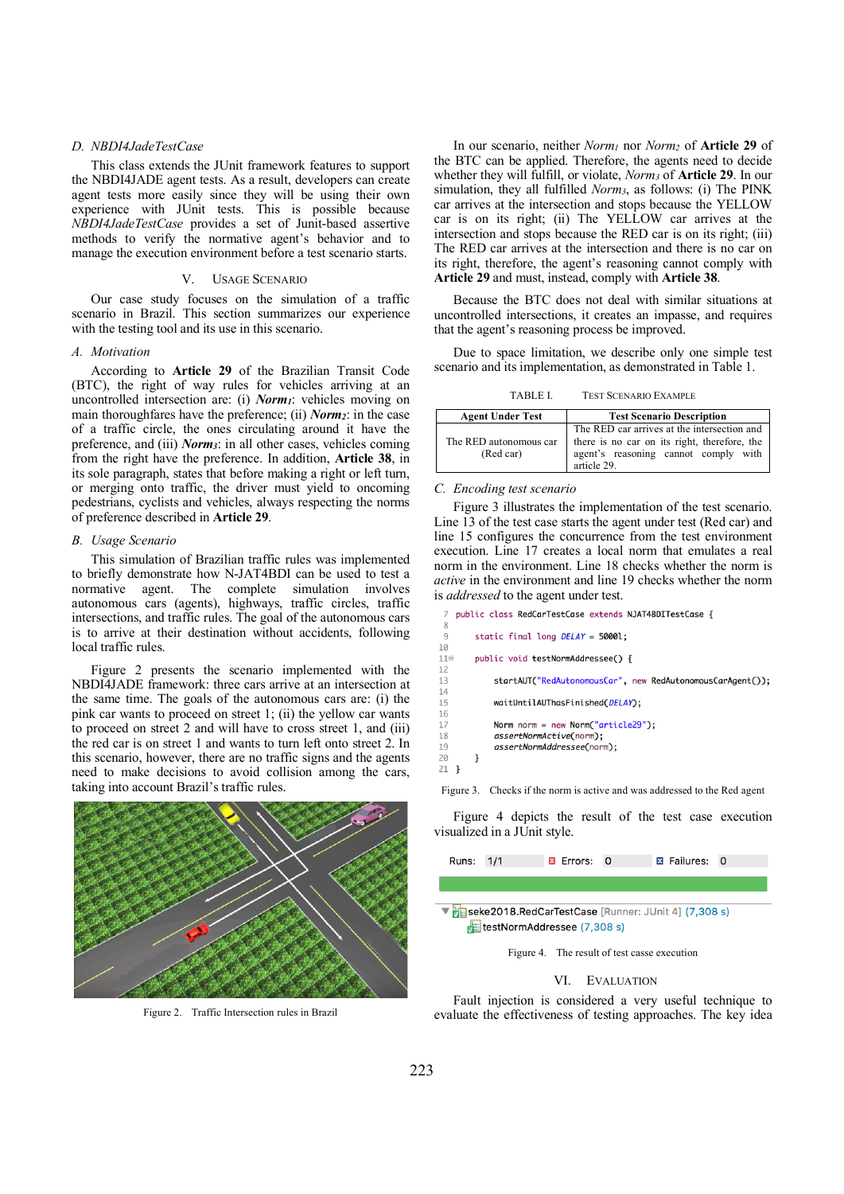### D. NBDI4JadeTestCase

This class extends the JUnit framework features to support the NBDI4JADE agent tests. As a result, developers can create agent tests more easily since they will be using their own experience with JUnit tests. This is possible because *NBDI4JadeTestCase* provides a set of Junit-based assertive methods to verify the normative agent's behavior and to manage the execution environment before a test scenario starts.

## V. Usage Scenario

Our case study focuses on the simulation of a traffic scenario in Brazil. This section summarizes our experience with the testing tool and its use in this scenario.

### A. Motivation

According to **Article 29** of the Brazilian Transit Code (BTC), the right of way rules for vehicles arriving at an uncontrolled intersection are: (i) ***$Norm_1$***: vehicles moving on main thoroughfares have the preference; (ii) ***$Norm_2$***: in the case of a traffic circle, the ones circulating around it have the preference, and (iii) ***$Norm_3$***: in all other cases, vehicles coming from the right have the preference. In addition, **Article 38**, in its sole paragraph, states that before making a right or left turn, or merging onto traffic, the driver must yield to oncoming pedestrians, cyclists and vehicles, always respecting the norms of preference described in **Article 29**.

### B. Usage Scenario

This simulation of Brazilian traffic rules was implemented to briefly demonstrate how N-JAT4BDI can be used to test a normative agent. The complete simulation involves autonomous cars (agents), highways, traffic circles, traffic intersections, and traffic rules. The goal of the autonomous cars is to arrive at their destination without accidents, following local traffic rules.

Figure 2 presents the scenario implemented with the NBDI4JADE framework: three cars arrive at an intersection at the same time. The goals of the autonomous cars are: (i) the pink car wants to proceed on street 1; (ii) the yellow car wants to proceed on street 2 and will have to cross street 1, and (iii) the red car is on street 1 and wants to turn left onto street 2. In this scenario, however, there are no traffic signs and the agents need to make decisions to avoid collision among the cars, taking into account Brazil's traffic rules.

Figure 2. Traffic Intersection rules in Brazil

In our scenario, neither *$Norm_1$* nor *$Norm_2$* of **Article 29** of the BTC can be applied. Therefore, the agents need to decide whether they will fulfill, or violate, *$Norm_3$* of **Article 29**. In our simulation, they all fulfilled *$Norm_3$*, as follows: (i) The PINK car arrives at the intersection and stops because the YELLOW car is on its right; (ii) The YELLOW car arrives at the intersection and stops because the RED car is on its right; (iii) The RED car arrives at the intersection and there is no car on its right, therefore, the agent's reasoning cannot comply with **Article 29** and must, instead, comply with **Article 38**.

Because the BTC does not deal with similar situations at uncontrolled intersections, it creates an impasse, and requires that the agent's reasoning process be improved.

Due to space limitation, we describe only one simple test scenario and its implementation, as demonstrated in Table 1.

TABLE I. Test Scenario Example

| Agent Under Test | Test Scenario Description |
|---|---|
| The RED autonomous car (Red car) | The RED car arrives at the intersection and there is no car on its right, therefore, the agent's reasoning cannot comply with article 29. |

### C. Encoding test scenario

Figure 3 illustrates the implementation of the test scenario. Line 13 of the test case starts the agent under test (Red car) and line 15 configures the concurrence from the test environment execution. Line 17 creates a local norm that emulates a real norm in the environment. Line 18 checks whether the norm is *active* in the environment and line 19 checks whether the norm is *addressed* to the agent under test.

```
7  public class RedCarTestCase extends NJAT4BDITestCase {
8
9      static final long DELAY = 5000l;
10
11     public void testNormAddressee() {
12
13         startAUT("RedAutonomousCar", new RedAutonomousCarAgent());
14
15         waitUntilAUThasFinished(DELAY);
16
17         Norm norm = new Norm("article29");
18         assertNormActive(norm);
19         assertNormAddressee(norm);
20     }
21 }
```

Figure 3. Checks if the norm is active and was addressed to the Red agent

Figure 4 depicts the result of the test case execution visualized in a JUnit style.

```
Runs: 1/1    Errors: 0    Failures: 0

seke2018.RedCarTestCase [Runner: JUnit 4] (7,308 s)
    testNormAddressee (7,308 s)
```

Figure 4. The result of test casse execution

## VI. Evaluation

Fault injection is considered a very useful technique to evaluate the effectiveness of testing approaches. The key idea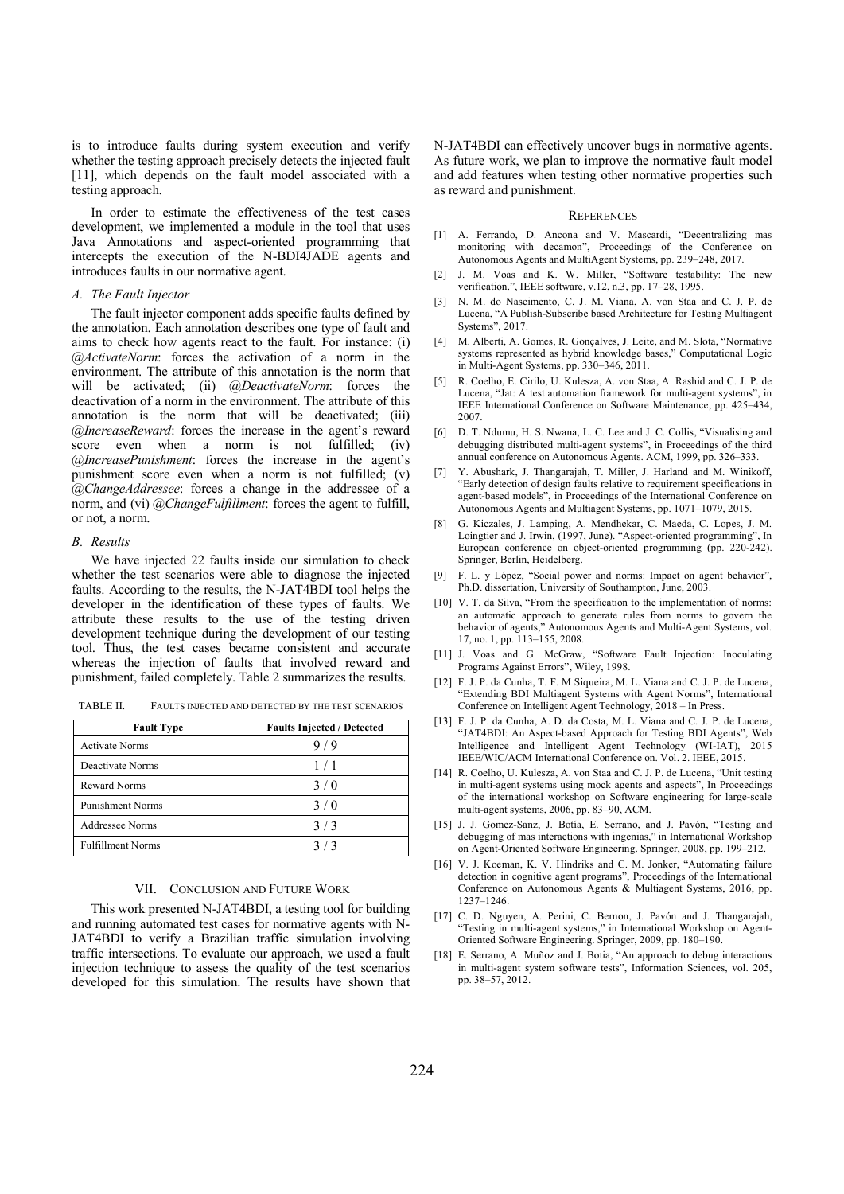is to introduce faults during system execution and verify whether the testing approach precisely detects the injected fault [11], which depends on the fault model associated with a testing approach.

In order to estimate the effectiveness of the test cases development, we implemented a module in the tool that uses Java Annotations and aspect-oriented programming that intercepts the execution of the N-BDI4JADE agents and introduces faults in our normative agent.

### *A. The Fault Injector*

The fault injector component adds specific faults defined by the annotation. Each annotation describes one type of fault and aims to check how agents react to the fault. For instance: (i) *@ActivateNorm*: forces the activation of a norm in the environment. The attribute of this annotation is the norm that will be activated; (ii) *@DeactivateNorm*: forces the deactivation of a norm in the environment. The attribute of this annotation is the norm that will be deactivated; (iii) *@IncreaseReward*: forces the increase in the agent's reward score even when a norm is not fulfilled; (iv) *@IncreasePunishment*: forces the increase in the agent's punishment score even when a norm is not fulfilled; (v) *@ChangeAddressee*: forces a change in the addressee of a norm, and (vi) *@ChangeFulfillment*: forces the agent to fulfill, or not, a norm.

### *B. Results*

We have injected 22 faults inside our simulation to check whether the test scenarios were able to diagnose the injected faults. According to the results, the N-JAT4BDI tool helps the developer in the identification of these types of faults. We attribute these results to the use of the testing driven development technique during the development of our testing tool. Thus, the test cases became consistent and accurate whereas the injection of faults that involved reward and punishment, failed completely. Table 2 summarizes the results.

TABLE II. FAULTS INJECTED AND DETECTED BY THE TEST SCENARIOS

| Fault Type | Faults Injected / Detected |
|---|---|
| Activate Norms | 9 / 9 |
| Deactivate Norms | 1 / 1 |
| Reward Norms | 3 / 0 |
| Punishment Norms | 3 / 0 |
| Addressee Norms | 3 / 3 |
| Fulfillment Norms | 3 / 3 |

## VII. CONCLUSION AND FUTURE WORK

This work presented N-JAT4BDI, a testing tool for building and running automated test cases for normative agents with N-JAT4BDI to verify a Brazilian traffic simulation involving traffic intersections. To evaluate our approach, we used a fault injection technique to assess the quality of the test scenarios developed for this simulation. The results have shown that N-JAT4BDI can effectively uncover bugs in normative agents. As future work, we plan to improve the normative fault model and add features when testing other normative properties such as reward and punishment.

## REFERENCES

[1] A. Ferrando, D. Ancona and V. Mascardi, "Decentralizing mas monitoring with decamon", Proceedings of the Conference on Autonomous Agents and MultiAgent Systems, pp. 239–248, 2017.

[2] J. M. Voas and K. W. Miller, "Software testability: The new verification.", IEEE software, v.12, n.3, pp. 17–28, 1995.

[3] N. M. do Nascimento, C. J. M. Viana, A. von Staa and C. J. P. de Lucena, "A Publish-Subscribe based Architecture for Testing Multiagent Systems", 2017.

[4] M. Alberti, A. Gomes, R. Gonçalves, J. Leite, and M. Slota, "Normative systems represented as hybrid knowledge bases," Computational Logic in Multi-Agent Systems, pp. 330–346, 2011.

[5] R. Coelho, E. Cirilo, U. Kulesza, A. von Staa, A. Rashid and C. J. P. de Lucena, "Jat: A test automation framework for multi-agent systems", in IEEE International Conference on Software Maintenance, pp. 425–434, 2007.

[6] D. T. Ndumu, H. S. Nwana, L. C. Lee and J. C. Collis, "Visualising and debugging distributed multi-agent systems", in Proceedings of the third annual conference on Autonomous Agents. ACM, 1999, pp. 326–333.

[7] Y. Abushark, J. Thangarajah, T. Miller, J. Harland and M. Winikoff, "Early detection of design faults relative to requirement specifications in agent-based models", in Proceedings of the International Conference on Autonomous Agents and Multiagent Systems, pp. 1071–1079, 2015.

[8] G. Kiczales, J. Lamping, A. Mendhekar, C. Maeda, C. Lopes, J. M. Loingtier and J. Irwin, (1997, June). "Aspect-oriented programming", In European conference on object-oriented programming (pp. 220-242). Springer, Berlin, Heidelberg.

[9] F. L. y López, "Social power and norms: Impact on agent behavior", Ph.D. dissertation, University of Southampton, June, 2003.

[10] V. T. da Silva, "From the specification to the implementation of norms: an automatic approach to generate rules from norms to govern the behavior of agents," Autonomous Agents and Multi-Agent Systems, vol. 17, no. 1, pp. 113–155, 2008.

[11] J. Voas and G. McGraw, "Software Fault Injection: Inoculating Programs Against Errors", Wiley, 1998.

[12] F. J. P. da Cunha, T. F. M Siqueira, M. L. Viana and C. J. P. de Lucena, "Extending BDI Multiagent Systems with Agent Norms", International Conference on Intelligent Agent Technology, 2018 – In Press.

[13] F. J. P. da Cunha, A. D. da Costa, M. L. Viana and C. J. P. de Lucena, "JAT4BDI: An Aspect-based Approach for Testing BDI Agents", Web Intelligence and Intelligent Agent Technology (WI-IAT), 2015 IEEE/WIC/ACM International Conference on. Vol. 2. IEEE, 2015.

[14] R. Coelho, U. Kulesza, A. von Staa and C. J. P. de Lucena, "Unit testing in multi-agent systems using mock agents and aspects", In Proceedings of the international workshop on Software engineering for large-scale multi-agent systems, 2006, pp. 83–90, ACM.

[15] J. J. Gomez-Sanz, J. Botía, E. Serrano, and J. Pavón, "Testing and debugging of mas interactions with ingenias," in International Workshop on Agent-Oriented Software Engineering. Springer, 2008, pp. 199–212.

[16] V. J. Koeman, K. V. Hindriks and C. M. Jonker, "Automating failure detection in cognitive agent programs", Proceedings of the International Conference on Autonomous Agents & Multiagent Systems, 2016, pp. 1237–1246.

[17] C. D. Nguyen, A. Perini, C. Bernon, J. Pavón and J. Thangarajah, "Testing in multi-agent systems," in International Workshop on Agent-Oriented Software Engineering. Springer, 2009, pp. 180–190.

[18] E. Serrano, A. Muñoz and J. Botia, "An approach to debug interactions in multi-agent system software tests", Information Sciences, vol. 205, pp. 38–57, 2012.